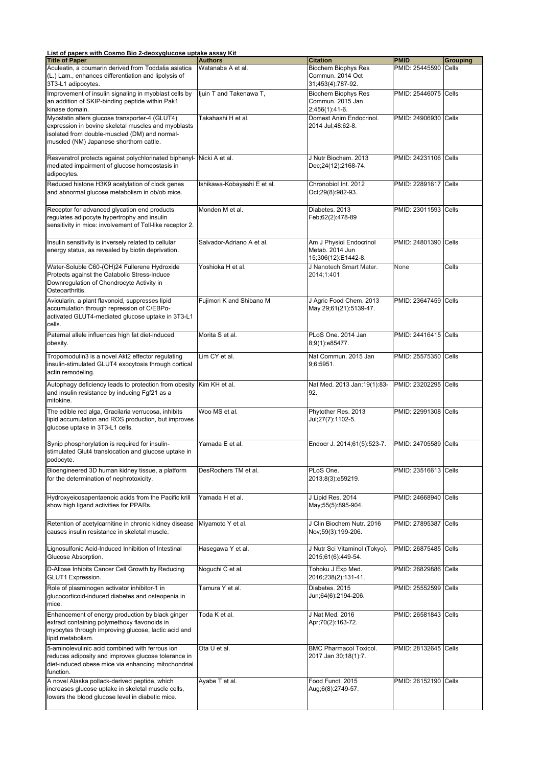**List of papers with Cosmo Bio 2-deoxyglucose uptake assay Kit**

| Title of Paper | Authors | Citation | PMID | Grouping |
|---|---|---|---|---|
| Aculeatin, a coumarin derived from Toddalia asiatica (L.) Lam., enhances differentiation and lipolysis of 3T3-L1 adipocytes. | Watanabe A et al. | Biochem Biophys Res Commun. 2014 Oct 31;453(4):787-92. | PMID: 25445590 | Cells |
| Improvement of insulin signaling in myoblast cells by an addition of SKIP-binding peptide within Pak1 kinase domain. | Ijuin T and Takenawa T, | Biochem Biophys Res Commun. 2015 Jan 2;456(1):41-6. | PMID: 25446075 | Cells |
| Myostatin alters glucose transporter-4 (GLUT4) expression in bovine skeletal muscles and myoblasts isolated from double-muscled (DM) and normal-muscled (NM) Japanese shorthorn cattle. | Takahashi H et al. | Domest Anim Endocrinol. 2014 Jul;48:62-8. | PMID: 24906930 | Cells |
| Resveratrol protects against polychlorinated biphenyl-mediated impairment of glucose homeostasis in adipocytes. | Nicki A et al. | J Nutr Biochem. 2013 Dec;24(12):2168-74. | PMID: 24231106 | Cells |
| Reduced histone H3K9 acetylation of clock genes and abnormal glucose metabolism in ob/ob mice. | Ishikawa-Kobayashi E et al. | Chronobiol Int. 2012 Oct;29(8):982-93. | PMID: 22891617 | Cells |
| Receptor for advanced glycation end products regulates adipocyte hypertrophy and insulin sensitivity in mice: involvement of Toll-like receptor 2. | Monden M et al. | Diabetes. 2013 Feb;62(2):478-89 | PMID: 23011593 | Cells |
| Insulin sensitivity is inversely related to cellular energy status, as revealed by biotin deprivation. | Salvador-Adriano A et al. | Am J Physiol Endocrinol Metab. 2014 Jun 15;306(12):E1442-8. | PMID: 24801390 | Cells |
| Water-Soluble C60-(OH)24 Fullerene Hydroxide Protects against the Catabolic Stress-Induce Downregulation of Chondrocyte Activity in Osteoarthritis. | Yoshioka H et al. | J Nanotech Smart Mater. 2014;1:401 | None | Cells |
| Avicularin, a plant flavonoid, suppresses lipid accumulation through repression of C/EBPα-activated GLUT4-mediated glucose uptake in 3T3-L1 cells. | Fujimori K and Shibano M | J Agric Food Chem. 2013 May 29;61(21):5139-47. | PMID: 23647459 | Cells |
| Paternal allele influences high fat diet-induced obesity. | Morita S et al. | PLoS One. 2014 Jan 8;9(1):e85477. | PMID: 24416415 | Cells |
| Tropomodulin3 is a novel Akt2 effector regulating insulin-stimulated GLUT4 exocytosis through cortical actin remodeling. | Lim CY et al. | Nat Commun. 2015 Jan 9;6:5951. | PMID: 25575350 | Cells |
| Autophagy deficiency leads to protection from obesity and insulin resistance by inducing Fgf21 as a mitokine. | Kim KH et al. | Nat Med. 2013 Jan;19(1):83-92. | PMID: 23202295 | Cells |
| The edible red alga, Gracilaria verrucosa, inhibits lipid accumulation and ROS production, but improves glucose uptake in 3T3-L1 cells. | Woo MS et al. | Phytother Res. 2013 Jul;27(7):1102-5. | PMID: 22991308 | Cells |
| Synip phosphorylation is required for insulin-stimulated Glut4 translocation and glucose uptake in podocyte. | Yamada E et al. | Endocr J. 2014;61(5):523-7. | PMID: 24705589 | Cells |
| Bioengineered 3D human kidney tissue, a platform for the determination of nephrotoxicity. | DesRochers TM et al. | PLoS One. 2013;8(3):e59219. | PMID: 23516613 | Cells |
| Hydroxyeicosapentaenoic acids from the Pacific krill show high ligand activities for PPARs. | Yamada H et al. | J Lipid Res. 2014 May;55(5):895-904. | PMID: 24668940 | Cells |
| Retention of acetylcarnitine in chronic kidney disease causes insulin resistance in skeletal muscle. | Miyamoto Y et al. | J Clin Biochem Nutr. 2016 Nov;59(3):199-206. | PMID: 27895387 | Cells |
| Lignosulfonic Acid-Induced Inhibition of Intestinal Glucose Absorption. | Hasegawa Y et al. | J Nutr Sci Vitaminol (Tokyo). 2015;61(6):449-54. | PMID: 26875485 | Cells |
| D-Allose Inhibits Cancer Cell Growth by Reducing GLUT1 Expression. | Noguchi C et al. | Tohoku J Exp Med. 2016;238(2):131-41. | PMID: 26829886 | Cells |
| Role of plasminogen activator inhibitor-1 in glucocorticoid-induced diabetes and osteopenia in mice. | Tamura Y et al. | Diabetes. 2015 Jun;64(6):2194-206. | PMID: 25552599 | Cells |
| Enhancement of energy production by black ginger extract containing polymethoxy flavonoids in myocytes through improving glucose, lactic acid and lipid metabolism. | Toda K et al. | J Nat Med. 2016 Apr;70(2):163-72. | PMID: 26581843 | Cells |
| 5-aminolevulinic acid combined with ferrous ion reduces adiposity and improves glucose tolerance in diet-induced obese mice via enhancing mitochondrial function. | Ota U et al. | BMC Pharmacol Toxicol. 2017 Jan 30;18(1):7. | PMID: 28132645 | Cells |
| A novel Alaska pollack-derived peptide, which increases glucose uptake in skeletal muscle cells, lowers the blood glucose level in diabetic mice. | Ayabe T et al. | Food Funct. 2015 Aug;6(8):2749-57. | PMID: 26152190 | Cells |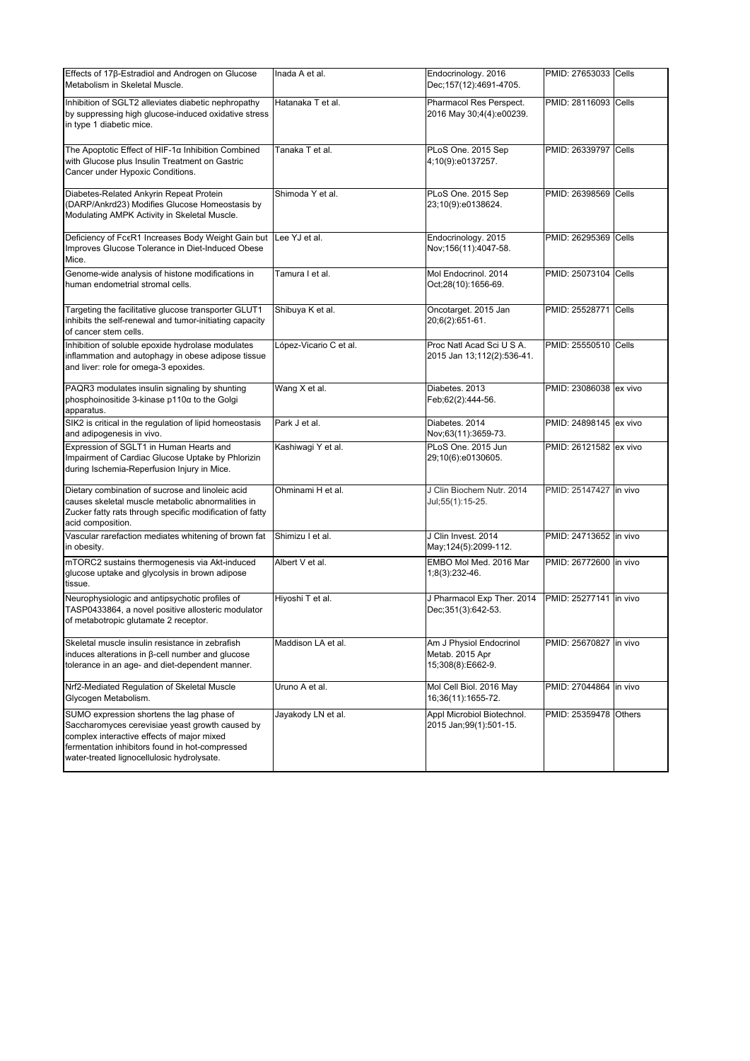| | | | | |
|---|---|---|---|---|
| Effects of 17β-Estradiol and Androgen on Glucose Metabolism in Skeletal Muscle. | Inada A et al. | Endocrinology. 2016 Dec;157(12):4691-4705. | PMID: 27653033 | Cells |
| Inhibition of SGLT2 alleviates diabetic nephropathy by suppressing high glucose-induced oxidative stress in type 1 diabetic mice. | Hatanaka T et al. | Pharmacol Res Perspect. 2016 May 30;4(4):e00239. | PMID: 28116093 | Cells |
| The Apoptotic Effect of HIF-1α Inhibition Combined with Glucose plus Insulin Treatment on Gastric Cancer under Hypoxic Conditions. | Tanaka T et al. | PLoS One. 2015 Sep 4;10(9):e0137257. | PMID: 26339797 | Cells |
| Diabetes-Related Ankyrin Repeat Protein (DARP/Ankrd23) Modifies Glucose Homeostasis by Modulating AMPK Activity in Skeletal Muscle. | Shimoda Y et al. | PLoS One. 2015 Sep 23;10(9):e0138624. | PMID: 26398569 | Cells |
| Deficiency of FcεR1 Increases Body Weight Gain but Improves Glucose Tolerance in Diet-Induced Obese Mice. | Lee YJ et al. | Endocrinology. 2015 Nov;156(11):4047-58. | PMID: 26295369 | Cells |
| Genome-wide analysis of histone modifications in human endometrial stromal cells. | Tamura I et al. | Mol Endocrinol. 2014 Oct;28(10):1656-69. | PMID: 25073104 | Cells |
| Targeting the facilitative glucose transporter GLUT1 inhibits the self-renewal and tumor-initiating capacity of cancer stem cells. | Shibuya K et al. | Oncotarget. 2015 Jan 20;6(2):651-61. | PMID: 25528771 | Cells |
| Inhibition of soluble epoxide hydrolase modulates inflammation and autophagy in obese adipose tissue and liver: role for omega-3 epoxides. | López-Vicario C et al. | Proc Natl Acad Sci U S A. 2015 Jan 13;112(2):536-41. | PMID: 25550510 | Cells |
| PAQR3 modulates insulin signaling by shunting phosphoinositide 3-kinase p110α to the Golgi apparatus. | Wang X et al. | Diabetes. 2013 Feb;62(2):444-56. | PMID: 23086038 | ex vivo |
| SIK2 is critical in the regulation of lipid homeostasis and adipogenesis in vivo. | Park J et al. | Diabetes. 2014 Nov;63(11):3659-73. | PMID: 24898145 | ex vivo |
| Expression of SGLT1 in Human Hearts and Impairment of Cardiac Glucose Uptake by Phlorizin during Ischemia-Reperfusion Injury in Mice. | Kashiwagi Y et al. | PLoS One. 2015 Jun 29;10(6):e0130605. | PMID: 26121582 | ex vivo |
| Dietary combination of sucrose and linoleic acid causes skeletal muscle metabolic abnormalities in Zucker fatty rats through specific modification of fatty acid composition. | Ohminami H et al. | J Clin Biochem Nutr. 2014 Jul;55(1):15-25. | PMID: 25147427 | in vivo |
| Vascular rarefaction mediates whitening of brown fat in obesity. | Shimizu I et al. | J Clin Invest. 2014 May;124(5):2099-112. | PMID: 24713652 | in vivo |
| mTORC2 sustains thermogenesis via Akt-induced glucose uptake and glycolysis in brown adipose tissue. | Albert V et al. | EMBO Mol Med. 2016 Mar 1;8(3):232-46. | PMID: 26772600 | in vivo |
| Neurophysiologic and antipsychotic profiles of TASP0433864, a novel positive allosteric modulator of metabotropic glutamate 2 receptor. | Hiyoshi T et al. | J Pharmacol Exp Ther. 2014 Dec;351(3):642-53. | PMID: 25277141 | in vivo |
| Skeletal muscle insulin resistance in zebrafish induces alterations in β-cell number and glucose tolerance in an age- and diet-dependent manner. | Maddison LA et al. | Am J Physiol Endocrinol Metab. 2015 Apr 15;308(8):E662-9. | PMID: 25670827 | in vivo |
| Nrf2-Mediated Regulation of Skeletal Muscle Glycogen Metabolism. | Uruno A et al. | Mol Cell Biol. 2016 May 16;36(11):1655-72. | PMID: 27044864 | in vivo |
| SUMO expression shortens the lag phase of Saccharomyces cerevisiae yeast growth caused by complex interactive effects of major mixed fermentation inhibitors found in hot-compressed water-treated lignocellulosic hydrolysate. | Jayakody LN et al. | Appl Microbiol Biotechnol. 2015 Jan;99(1):501-15. | PMID: 25359478 | Others |